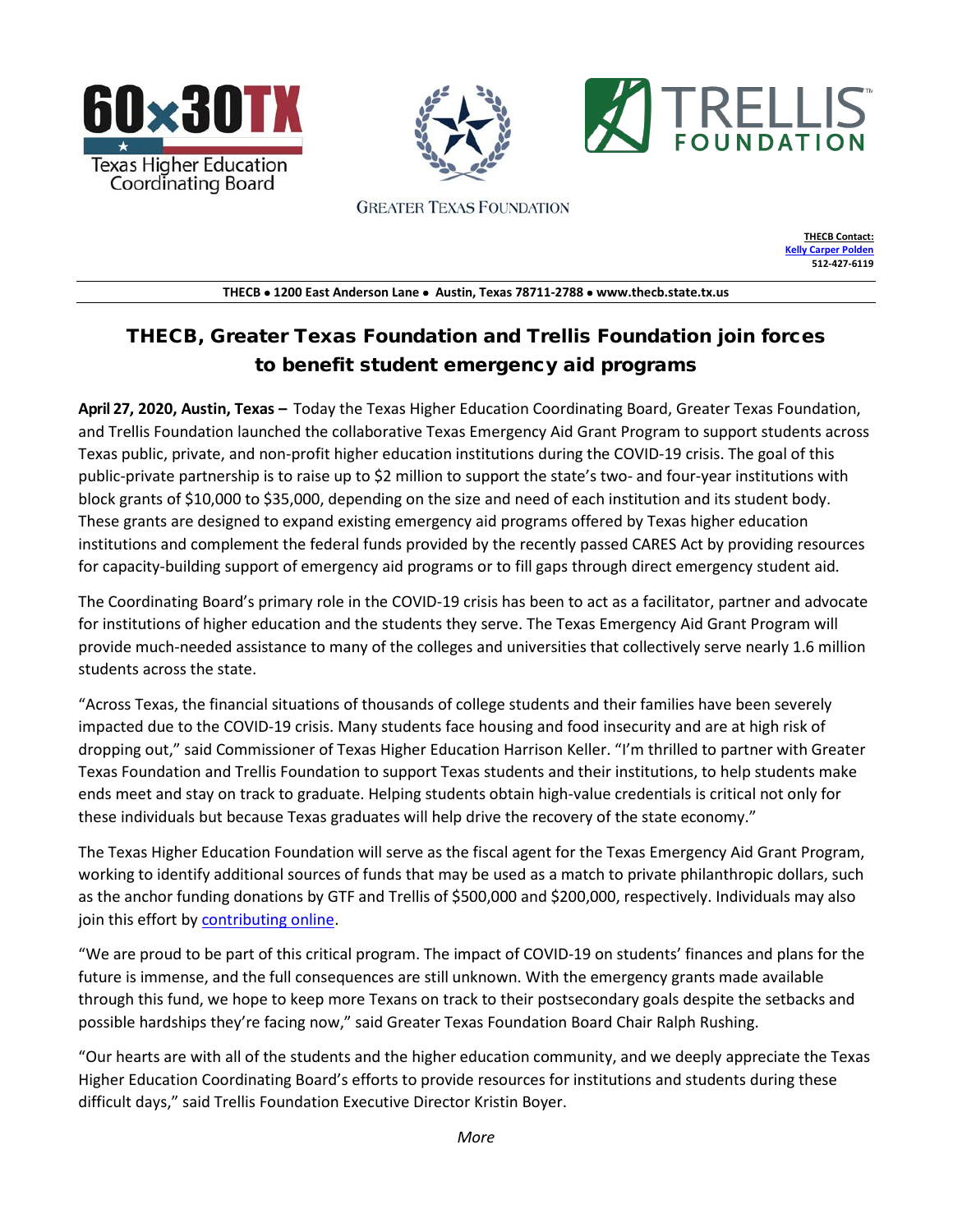60x30TX
Texas Higher Education Coordinating Board

GREATER TEXAS FOUNDATION

TRELLIS FOUNDATION

**THECB Contact:**
**[Kelly Carper Polden](#)**
**512-427-6119**

**THECB • 1200 East Anderson Lane • Austin, Texas 78711-2788 • www.thecb.state.tx.us**

# THECB, Greater Texas Foundation and Trellis Foundation join forces to benefit student emergency aid programs

**April 27, 2020, Austin, Texas –** Today the Texas Higher Education Coordinating Board, Greater Texas Foundation, and Trellis Foundation launched the collaborative Texas Emergency Aid Grant Program to support students across Texas public, private, and non-profit higher education institutions during the COVID-19 crisis. The goal of this public-private partnership is to raise up to $2 million to support the state's two- and four-year institutions with block grants of $10,000 to $35,000, depending on the size and need of each institution and its student body. These grants are designed to expand existing emergency aid programs offered by Texas higher education institutions and complement the federal funds provided by the recently passed CARES Act by providing resources for capacity-building support of emergency aid programs or to fill gaps through direct emergency student aid.

The Coordinating Board's primary role in the COVID-19 crisis has been to act as a facilitator, partner and advocate for institutions of higher education and the students they serve. The Texas Emergency Aid Grant Program will provide much-needed assistance to many of the colleges and universities that collectively serve nearly 1.6 million students across the state.

"Across Texas, the financial situations of thousands of college students and their families have been severely impacted due to the COVID-19 crisis. Many students face housing and food insecurity and are at high risk of dropping out," said Commissioner of Texas Higher Education Harrison Keller. "I'm thrilled to partner with Greater Texas Foundation and Trellis Foundation to support Texas students and their institutions, to help students make ends meet and stay on track to graduate. Helping students obtain high-value credentials is critical not only for these individuals but because Texas graduates will help drive the recovery of the state economy."

The Texas Higher Education Foundation will serve as the fiscal agent for the Texas Emergency Aid Grant Program, working to identify additional sources of funds that may be used as a match to private philanthropic dollars, such as the anchor funding donations by GTF and Trellis of $500,000 and $200,000, respectively. Individuals may also join this effort by [contributing online](#).

"We are proud to be part of this critical program. The impact of COVID-19 on students' finances and plans for the future is immense, and the full consequences are still unknown. With the emergency grants made available through this fund, we hope to keep more Texans on track to their postsecondary goals despite the setbacks and possible hardships they're facing now," said Greater Texas Foundation Board Chair Ralph Rushing.

"Our hearts are with all of the students and the higher education community, and we deeply appreciate the Texas Higher Education Coordinating Board's efforts to provide resources for institutions and students during these difficult days," said Trellis Foundation Executive Director Kristin Boyer.

*More*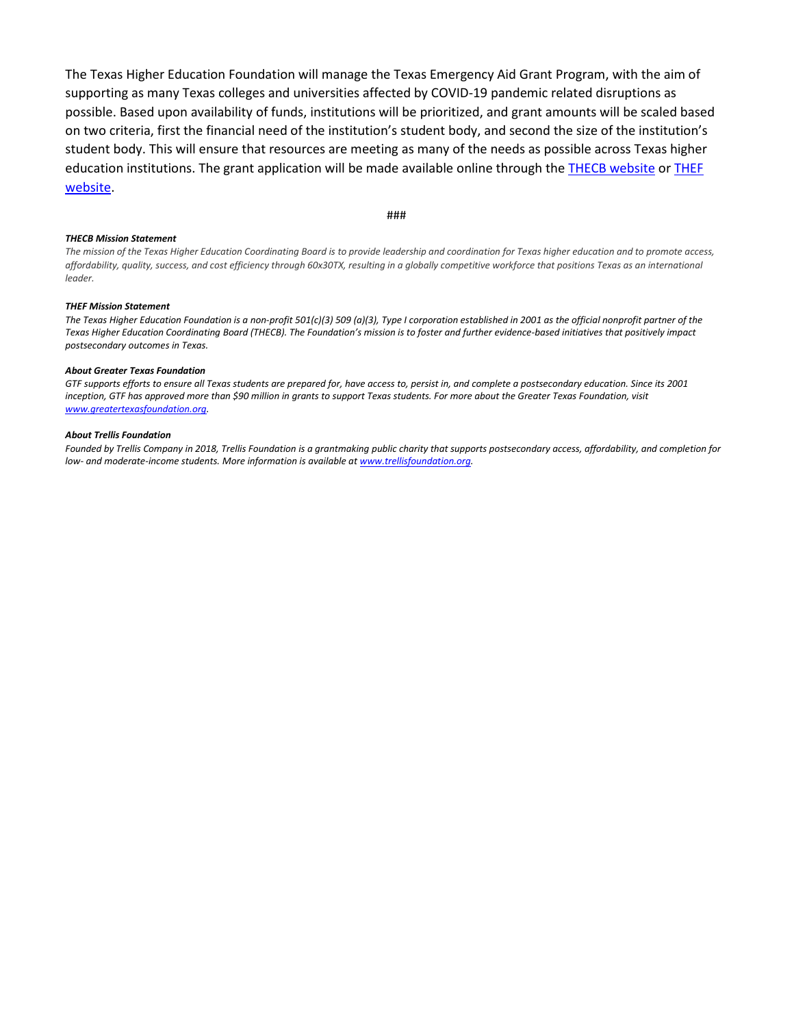The Texas Higher Education Foundation will manage the Texas Emergency Aid Grant Program, with the aim of supporting as many Texas colleges and universities affected by COVID-19 pandemic related disruptions as possible. Based upon availability of funds, institutions will be prioritized, and grant amounts will be scaled based on two criteria, first the financial need of the institution's student body, and second the size of the institution's student body. This will ensure that resources are meeting as many of the needs as possible across Texas higher education institutions. The grant application will be made available online through the THECB website or THEF website.

###

***THECB Mission Statement***

*The mission of the Texas Higher Education Coordinating Board is to provide leadership and coordination for Texas higher education and to promote access, affordability, quality, success, and cost efficiency through 60x30TX, resulting in a globally competitive workforce that positions Texas as an international leader.*

***THEF Mission Statement***

*The Texas Higher Education Foundation is a non-profit 501(c)(3) 509 (a)(3), Type I corporation established in 2001 as the official nonprofit partner of the Texas Higher Education Coordinating Board (THECB). The Foundation's mission is to foster and further evidence-based initiatives that positively impact postsecondary outcomes in Texas.*

***About Greater Texas Foundation***

*GTF supports efforts to ensure all Texas students are prepared for, have access to, persist in, and complete a postsecondary education. Since its 2001 inception, GTF has approved more than $90 million in grants to support Texas students. For more about the Greater Texas Foundation, visit www.greatertexasfoundation.org.*

***About Trellis Foundation***

*Founded by Trellis Company in 2018, Trellis Foundation is a grantmaking public charity that supports postsecondary access, affordability, and completion for low- and moderate-income students. More information is available at www.trellisfoundation.org.*